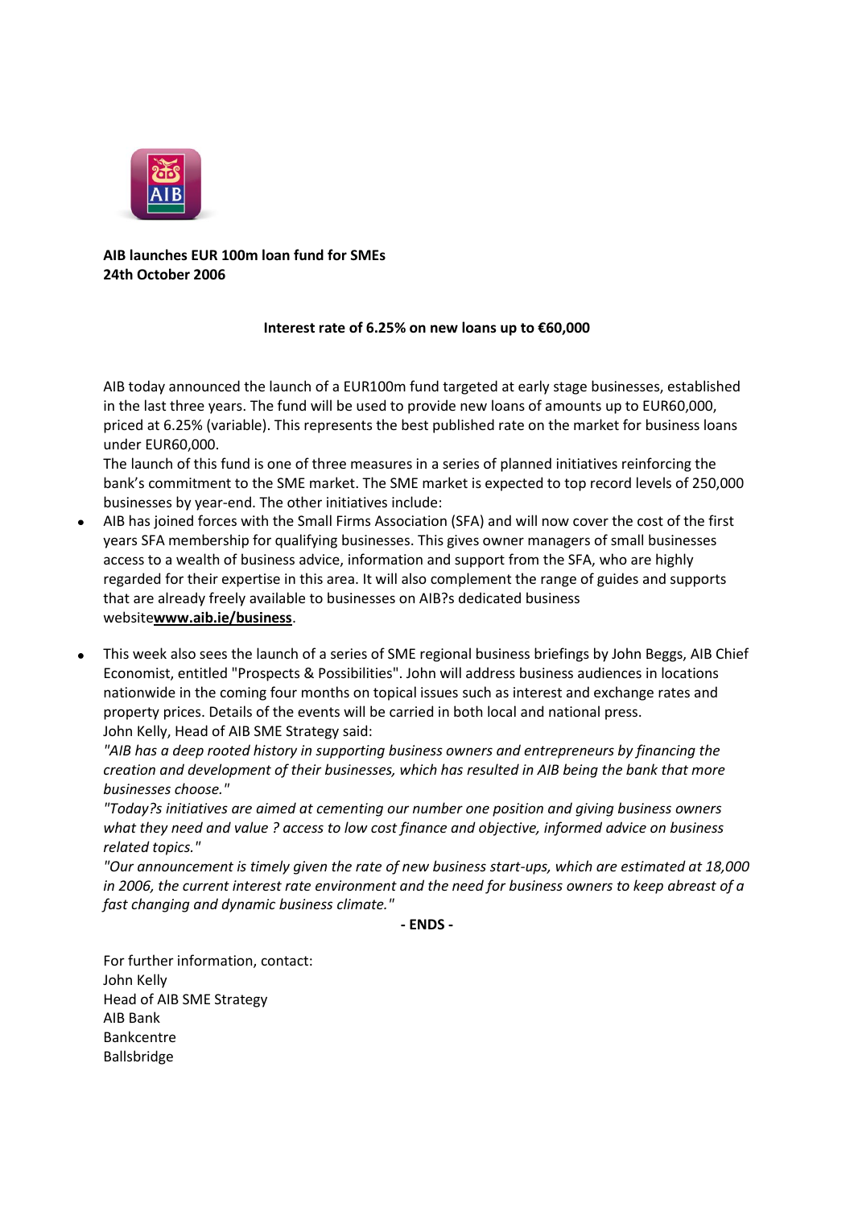**AIB launches EUR 100m loan fund for SMEs**
**24th October 2006**

**Interest rate of 6.25% on new loans up to €60,000**

AIB today announced the launch of a EUR100m fund targeted at early stage businesses, established in the last three years. The fund will be used to provide new loans of amounts up to EUR60,000, priced at 6.25% (variable). This represents the best published rate on the market for business loans under EUR60,000.

The launch of this fund is one of three measures in a series of planned initiatives reinforcing the bank's commitment to the SME market. The SME market is expected to top record levels of 250,000 businesses by year-end. The other initiatives include:

- AIB has joined forces with the Small Firms Association (SFA) and will now cover the cost of the first years SFA membership for qualifying businesses. This gives owner managers of small businesses access to a wealth of business advice, information and support from the SFA, who are highly regarded for their expertise in this area. It will also complement the range of guides and supports that are already freely available to businesses on AIB?s dedicated business website**www.aib.ie/business**.

- This week also sees the launch of a series of SME regional business briefings by John Beggs, AIB Chief Economist, entitled "Prospects & Possibilities". John will address business audiences in locations nationwide in the coming four months on topical issues such as interest and exchange rates and property prices. Details of the events will be carried in both local and national press.

John Kelly, Head of AIB SME Strategy said:

*"AIB has a deep rooted history in supporting business owners and entrepreneurs by financing the creation and development of their businesses, which has resulted in AIB being the bank that more businesses choose."*

*"Today?s initiatives are aimed at cementing our number one position and giving business owners what they need and value ? access to low cost finance and objective, informed advice on business related topics."*

*"Our announcement is timely given the rate of new business start-ups, which are estimated at 18,000 in 2006, the current interest rate environment and the need for business owners to keep abreast of a fast changing and dynamic business climate."*

**- ENDS -**

For further information, contact:
John Kelly
Head of AIB SME Strategy
AIB Bank
Bankcentre
Ballsbridge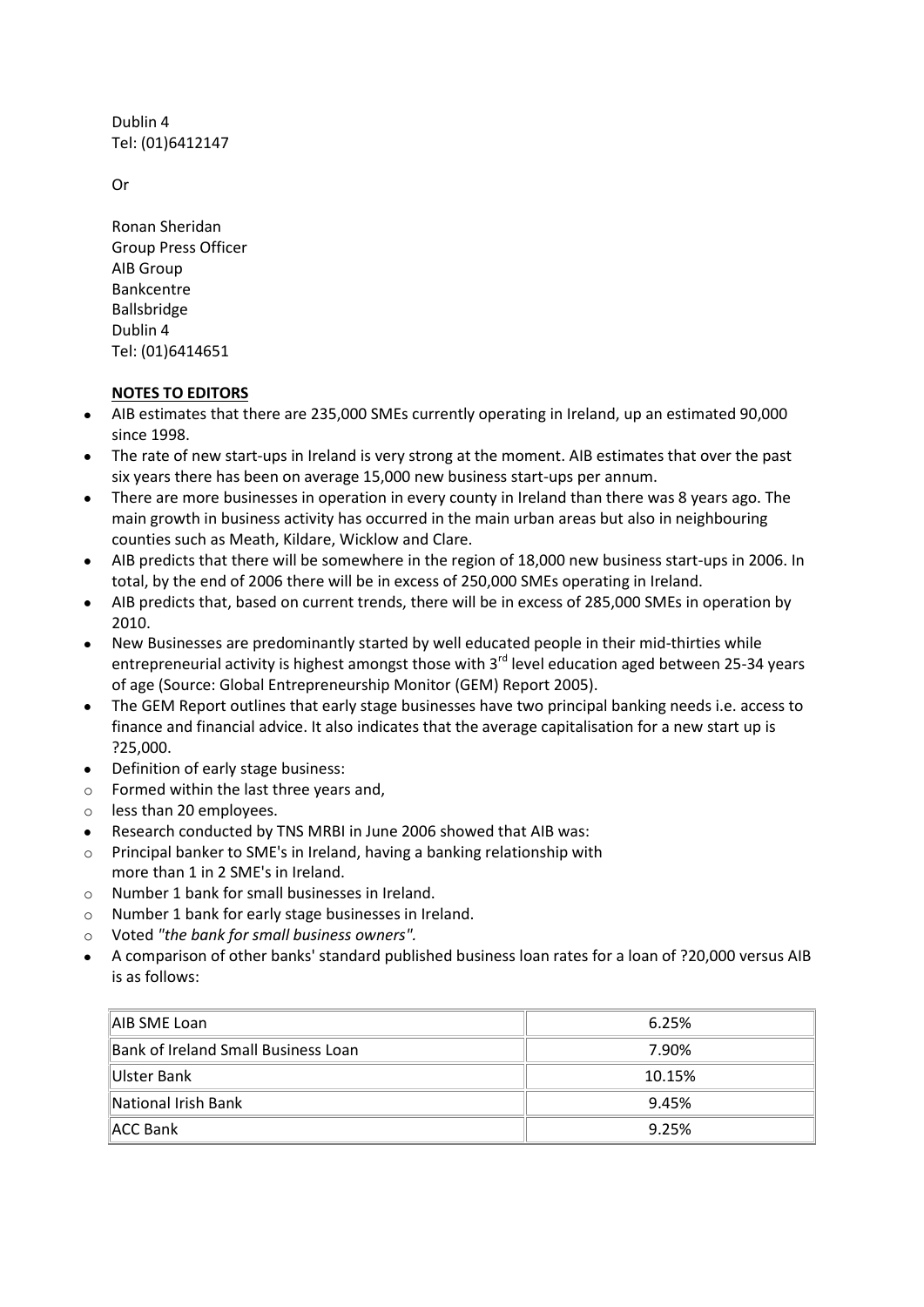Dublin 4
Tel: (01)6412147

Or

Ronan Sheridan
Group Press Officer
AIB Group
Bankcentre
Ballsbridge
Dublin 4
Tel: (01)6414651

**NOTES TO EDITORS**

- AIB estimates that there are 235,000 SMEs currently operating in Ireland, up an estimated 90,000 since 1998.
- The rate of new start-ups in Ireland is very strong at the moment. AIB estimates that over the past six years there has been on average 15,000 new business start-ups per annum.
- There are more businesses in operation in every county in Ireland than there was 8 years ago. The main growth in business activity has occurred in the main urban areas but also in neighbouring counties such as Meath, Kildare, Wicklow and Clare.
- AIB predicts that there will be somewhere in the region of 18,000 new business start-ups in 2006. In total, by the end of 2006 there will be in excess of 250,000 SMEs operating in Ireland.
- AIB predicts that, based on current trends, there will be in excess of 285,000 SMEs in operation by 2010.
- New Businesses are predominantly started by well educated people in their mid-thirties while entrepreneurial activity is highest amongst those with 3rd level education aged between 25-34 years of age (Source: Global Entrepreneurship Monitor (GEM) Report 2005).
- The GEM Report outlines that early stage businesses have two principal banking needs i.e. access to finance and financial advice. It also indicates that the average capitalisation for a new start up is ?25,000.
- Definition of early stage business:
  - Formed within the last three years and,
  - less than 20 employees.
- Research conducted by TNS MRBI in June 2006 showed that AIB was:
  - Principal banker to SME's in Ireland, having a banking relationship with more than 1 in 2 SME's in Ireland.
  - Number 1 bank for small businesses in Ireland.
  - Number 1 bank for early stage businesses in Ireland.
  - Voted *"the bank for small business owners".*
- A comparison of other banks' standard published business loan rates for a loan of ?20,000 versus AIB is as follows:

| | |
|---|---|
| AIB SME Loan | 6.25% |
| Bank of Ireland Small Business Loan | 7.90% |
| Ulster Bank | 10.15% |
| National Irish Bank | 9.45% |
| ACC Bank | 9.25% |